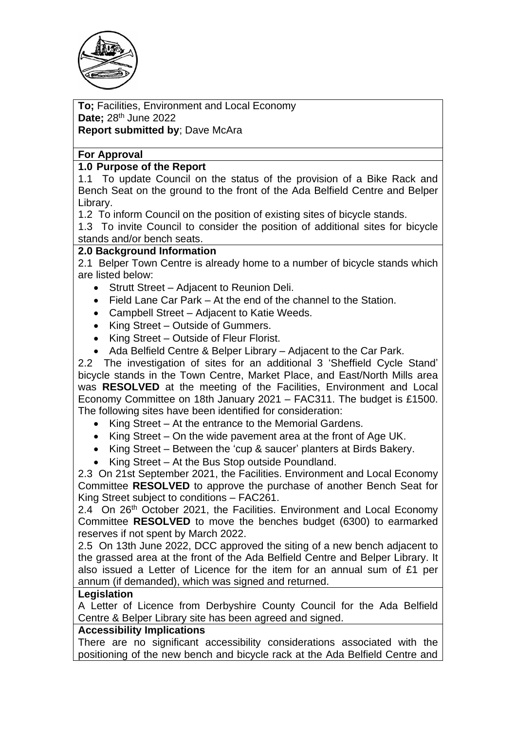**To;** Facilities, Environment and Local Economy
**Date;** 28th June 2022
**Report submitted by**; Dave McAra

**For Approval**

**1.0 Purpose of the Report**

1.1 To update Council on the status of the provision of a Bike Rack and Bench Seat on the ground to the front of the Ada Belfield Centre and Belper Library.

1.2 To inform Council on the position of existing sites of bicycle stands.

1.3 To invite Council to consider the position of additional sites for bicycle stands and/or bench seats.

**2.0 Background Information**

2.1 Belper Town Centre is already home to a number of bicycle stands which are listed below:

- Strutt Street – Adjacent to Reunion Deli.
- Field Lane Car Park – At the end of the channel to the Station.
- Campbell Street – Adjacent to Katie Weeds.
- King Street – Outside of Gummers.
- King Street – Outside of Fleur Florist.
- Ada Belfield Centre & Belper Library – Adjacent to the Car Park.

2.2 The investigation of sites for an additional 3 'Sheffield Cycle Stand' bicycle stands in the Town Centre, Market Place, and East/North Mills area was **RESOLVED** at the meeting of the Facilities, Environment and Local Economy Committee on 18th January 2021 – FAC311. The budget is £1500. The following sites have been identified for consideration:

- King Street – At the entrance to the Memorial Gardens.
- King Street – On the wide pavement area at the front of Age UK.
- King Street – Between the 'cup & saucer' planters at Birds Bakery.
- King Street – At the Bus Stop outside Poundland.

2.3 On 21st September 2021, the Facilities. Environment and Local Economy Committee **RESOLVED** to approve the purchase of another Bench Seat for King Street subject to conditions – FAC261.

2.4 On 26th October 2021, the Facilities. Environment and Local Economy Committee **RESOLVED** to move the benches budget (6300) to earmarked reserves if not spent by March 2022.

2.5 On 13th June 2022, DCC approved the siting of a new bench adjacent to the grassed area at the front of the Ada Belfield Centre and Belper Library. It also issued a Letter of Licence for the item for an annual sum of £1 per annum (if demanded), which was signed and returned.

**Legislation**

A Letter of Licence from Derbyshire County Council for the Ada Belfield Centre & Belper Library site has been agreed and signed.

**Accessibility Implications**

There are no significant accessibility considerations associated with the positioning of the new bench and bicycle rack at the Ada Belfield Centre and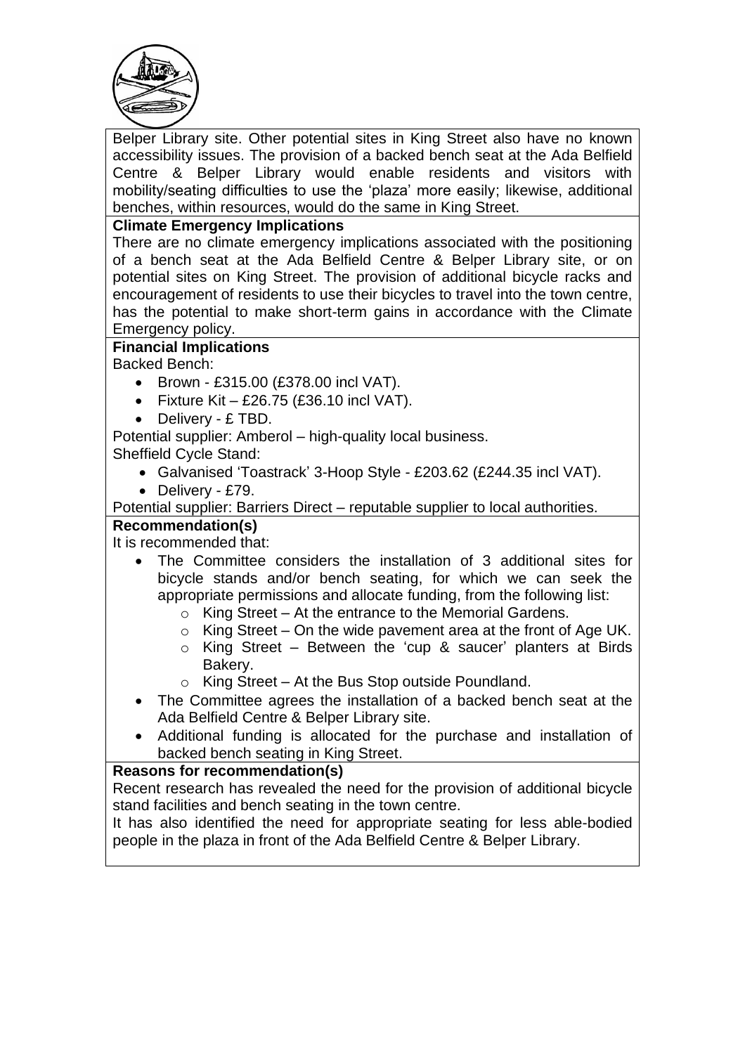Belper Library site. Other potential sites in King Street also have no known accessibility issues. The provision of a backed bench seat at the Ada Belfield Centre & Belper Library would enable residents and visitors with mobility/seating difficulties to use the 'plaza' more easily; likewise, additional benches, within resources, would do the same in King Street.

**Climate Emergency Implications**

There are no climate emergency implications associated with the positioning of a bench seat at the Ada Belfield Centre & Belper Library site, or on potential sites on King Street. The provision of additional bicycle racks and encouragement of residents to use their bicycles to travel into the town centre, has the potential to make short-term gains in accordance with the Climate Emergency policy.

**Financial Implications**

Backed Bench:

- Brown - £315.00 (£378.00 incl VAT).
- Fixture Kit – £26.75 (£36.10 incl VAT).
- Delivery - £ TBD.

Potential supplier: Amberol – high-quality local business.

Sheffield Cycle Stand:

- Galvanised 'Toastrack' 3-Hoop Style - £203.62 (£244.35 incl VAT).
- Delivery - £79.

Potential supplier: Barriers Direct – reputable supplier to local authorities.

**Recommendation(s)**

It is recommended that:

- The Committee considers the installation of 3 additional sites for bicycle stands and/or bench seating, for which we can seek the appropriate permissions and allocate funding, from the following list:
  - King Street – At the entrance to the Memorial Gardens.
  - King Street – On the wide pavement area at the front of Age UK.
  - King Street – Between the 'cup & saucer' planters at Birds Bakery.
  - King Street – At the Bus Stop outside Poundland.
- The Committee agrees the installation of a backed bench seat at the Ada Belfield Centre & Belper Library site.
- Additional funding is allocated for the purchase and installation of backed bench seating in King Street.

**Reasons for recommendation(s)**

Recent research has revealed the need for the provision of additional bicycle stand facilities and bench seating in the town centre.

It has also identified the need for appropriate seating for less able-bodied people in the plaza in front of the Ada Belfield Centre & Belper Library.